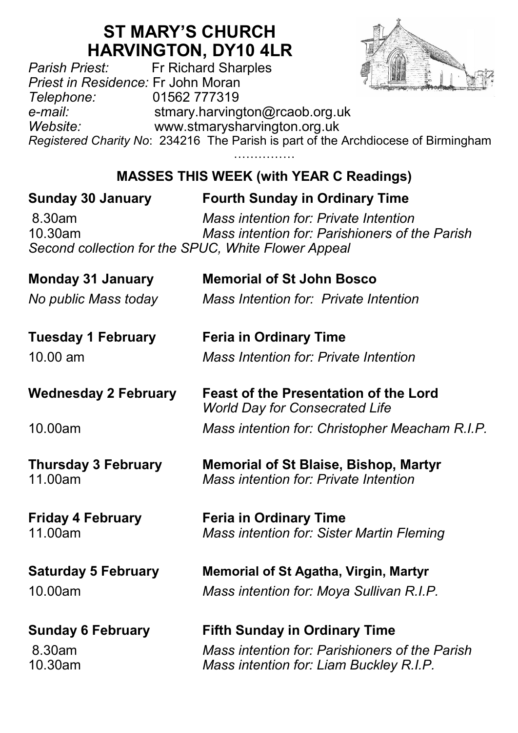# ST MARY'S CHURCH
# HARVINGTON, DY10 4LR

*Parish Priest:* Fr Richard Sharples
*Priest in Residence:* Fr John Moran
*Telephone:* 01562 777319
*e-mail:* stmary.harvington@rcaob.org.uk
*Website:* www.stmarysharvington.org.uk
*Registered Charity No*: 234216 The Parish is part of the Archdiocese of Birmingham

……………

## MASSES THIS WEEK (with YEAR C Readings)

**Sunday 30 January** — **Fourth Sunday in Ordinary Time**

8.30am — *Mass intention for: Private Intention*
10.30am — *Mass intention for: Parishioners of the Parish*
*Second collection for the SPUC, White Flower Appeal*

**Monday 31 January** — **Memorial of St John Bosco**

*No public Mass today* — *Mass Intention for: Private Intention*

**Tuesday 1 February** — **Feria in Ordinary Time**

10.00 am — *Mass Intention for: Private Intention*

**Wednesday 2 February** — **Feast of the Presentation of the Lord**
*World Day for Consecrated Life*

10.00am — *Mass intention for: Christopher Meacham R.I.P.*

**Thursday 3 February** — **Memorial of St Blaise, Bishop, Martyr**
11.00am — *Mass intention for: Private Intention*

**Friday 4 February** — **Feria in Ordinary Time**
11.00am — *Mass intention for: Sister Martin Fleming*

**Saturday 5 February** — **Memorial of St Agatha, Virgin, Martyr**
10.00am — *Mass intention for: Moya Sullivan R.I.P.*

**Sunday 6 February** — **Fifth Sunday in Ordinary Time**
8.30am — *Mass intention for: Parishioners of the Parish*
10.30am — *Mass intention for: Liam Buckley R.I.P.*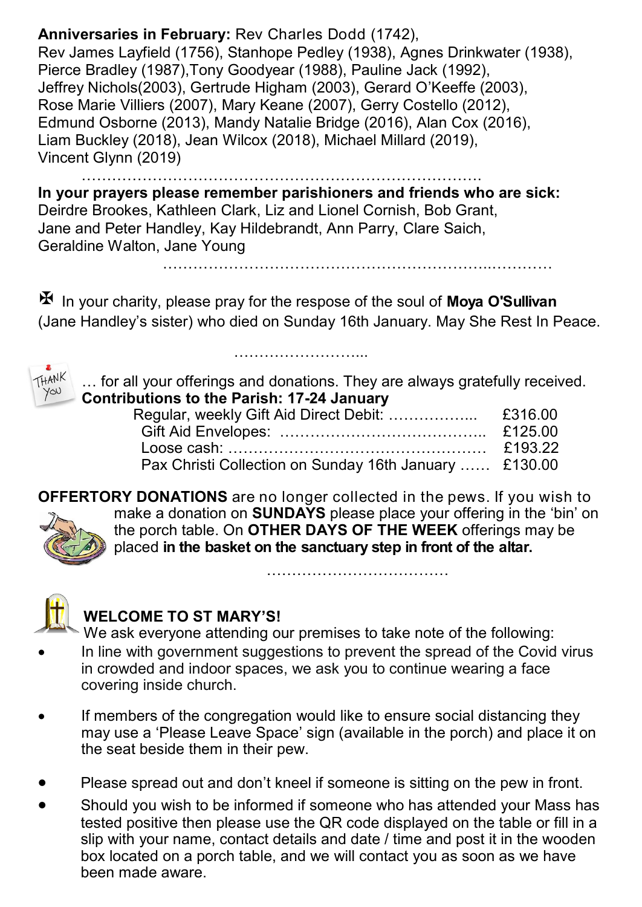**Anniversaries in February:** Rev Charles Dodd (1742), Rev James Layfield (1756), Stanhope Pedley (1938), Agnes Drinkwater (1938), Pierce Bradley (1987),Tony Goodyear (1988), Pauline Jack (1992), Jeffrey Nichols(2003), Gertrude Higham (2003), Gerard O'Keeffe (2003), Rose Marie Villiers (2007), Mary Keane (2007), Gerry Costello (2012), Edmund Osborne (2013), Mandy Natalie Bridge (2016), Alan Cox (2016), Liam Buckley (2018), Jean Wilcox (2018), Michael Millard (2019), Vincent Glynn (2019)

…………………………………………………………………….

**In your prayers please remember parishioners and friends who are sick:** Deirdre Brookes, Kathleen Clark, Liz and Lionel Cornish, Bob Grant, Jane and Peter Handley, Kay Hildebrandt, Ann Parry, Clare Saich, Geraldine Walton, Jane Young

…………………………………………………………..…………

✠ In your charity, please pray for the respose of the soul of **Moya O'Sullivan** (Jane Handley's sister) who died on Sunday 16th January. May She Rest In Peace.

……………………...

THANK YOU … for all your offerings and donations. They are always gratefully received.

**Contributions to the Parish: 17-24 January**

| | |
|---|---|
| Regular, weekly Gift Aid Direct Debit: ……………... | £316.00 |
| Gift Aid Envelopes: ………………………………….. | £125.00 |
| Loose cash: …………………………………………… | £193.22 |
| Pax Christi Collection on Sunday 16th January …… | £130.00 |

**OFFERTORY DONATIONS** are no longer collected in the pews. If you wish to make a donation on **SUNDAYS** please place your offering in the 'bin' on the porch table. On **OTHER DAYS OF THE WEEK** offerings may be placed **in the basket on the sanctuary step in front of the altar.**

………………………………

**WELCOME TO ST MARY'S!**

We ask everyone attending our premises to take note of the following:

- In line with government suggestions to prevent the spread of the Covid virus in crowded and indoor spaces, we ask you to continue wearing a face covering inside church.
- If members of the congregation would like to ensure social distancing they may use a 'Please Leave Space' sign (available in the porch) and place it on the seat beside them in their pew.
- Please spread out and don't kneel if someone is sitting on the pew in front.
- Should you wish to be informed if someone who has attended your Mass has tested positive then please use the QR code displayed on the table or fill in a slip with your name, contact details and date / time and post it in the wooden box located on a porch table, and we will contact you as soon as we have been made aware.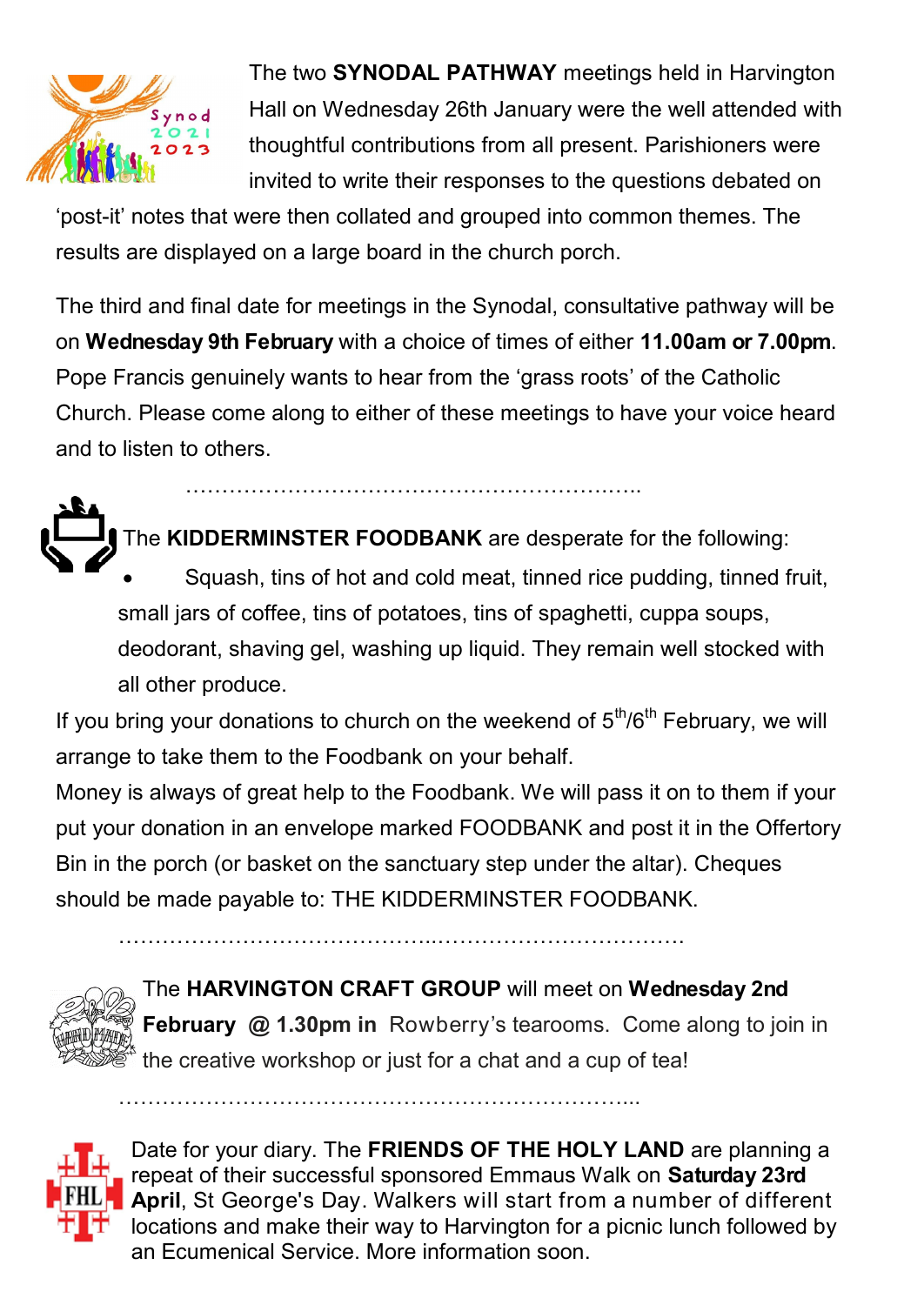The two **SYNODAL PATHWAY** meetings held in Harvington Hall on Wednesday 26th January were the well attended with thoughtful contributions from all present. Parishioners were invited to write their responses to the questions debated on 'post-it' notes that were then collated and grouped into common themes. The results are displayed on a large board in the church porch.

The third and final date for meetings in the Synodal, consultative pathway will be on **Wednesday 9th February** with a choice of times of either **11.00am or 7.00pm**. Pope Francis genuinely wants to hear from the 'grass roots' of the Catholic Church. Please come along to either of these meetings to have your voice heard and to listen to others.

…………………………………………………….…..

The **KIDDERMINSTER FOODBANK** are desperate for the following:

- Squash, tins of hot and cold meat, tinned rice pudding, tinned fruit, small jars of coffee, tins of potatoes, tins of spaghetti, cuppa soups, deodorant, shaving gel, washing up liquid. They remain well stocked with all other produce.

If you bring your donations to church on the weekend of 5th/6th February, we will arrange to take them to the Foodbank on your behalf.

Money is always of great help to the Foodbank. We will pass it on to them if your put your donation in an envelope marked FOODBANK and post it in the Offertory Bin in the porch (or basket on the sanctuary step under the altar). Cheques should be made payable to: THE KIDDERMINSTER FOODBANK.

…………………………………..…………………………….

The **HARVINGTON CRAFT GROUP** will meet on **Wednesday 2nd February @ 1.30pm in** Rowberry's tearooms. Come along to join in the creative workshop or just for a chat and a cup of tea!

…………………………………………………………...

Date for your diary. The **FRIENDS OF THE HOLY LAND** are planning a repeat of their successful sponsored Emmaus Walk on **Saturday 23rd April**, St George's Day. Walkers will start from a number of different locations and make their way to Harvington for a picnic lunch followed by an Ecumenical Service. More information soon.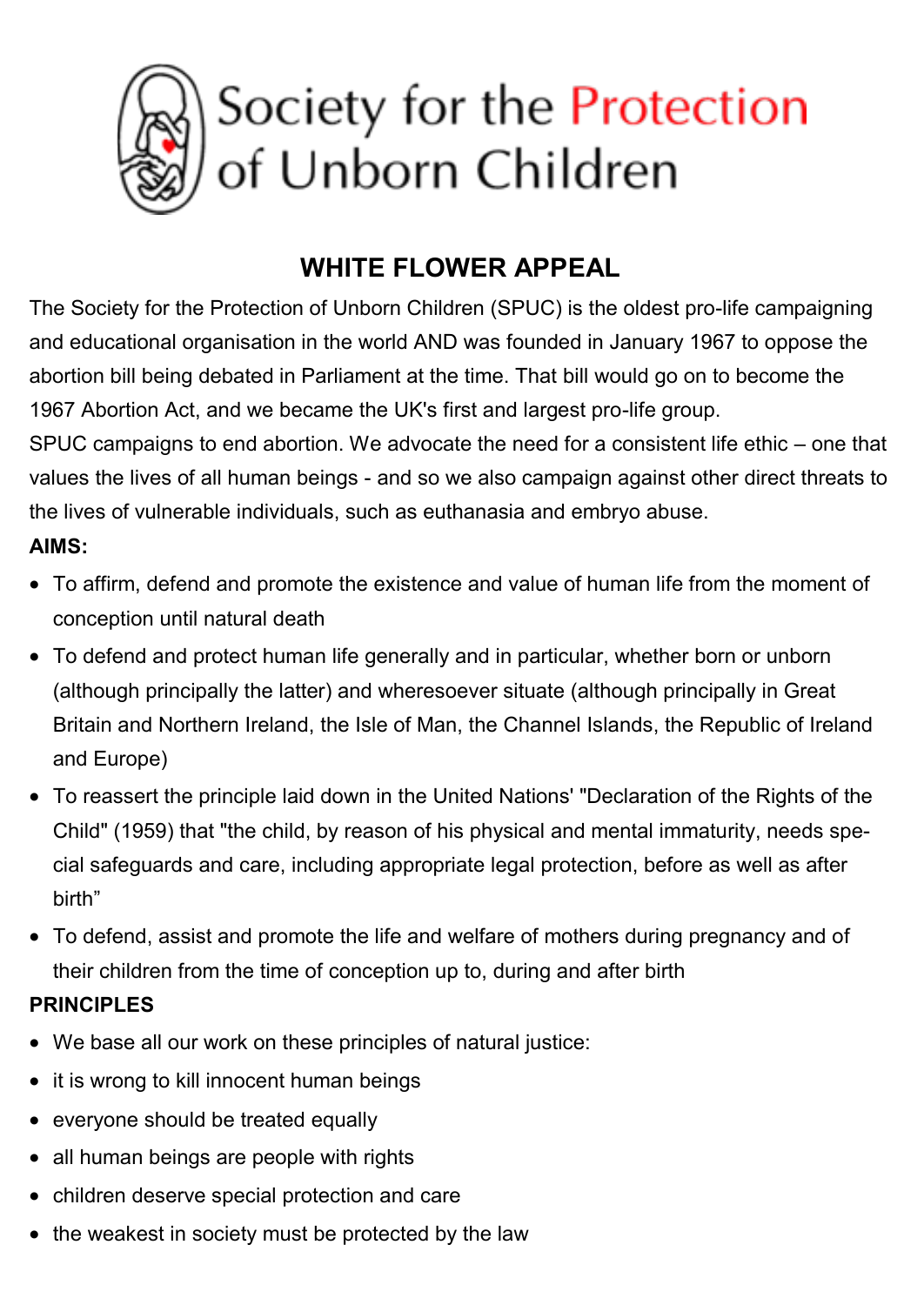Society for the Protection of Unborn Children

# WHITE FLOWER APPEAL

The Society for the Protection of Unborn Children (SPUC) is the oldest pro-life campaigning and educational organisation in the world AND was founded in January 1967 to oppose the abortion bill being debated in Parliament at the time. That bill would go on to become the 1967 Abortion Act, and we became the UK's first and largest pro-life group.

SPUC campaigns to end abortion. We advocate the need for a consistent life ethic – one that values the lives of all human beings - and so we also campaign against other direct threats to the lives of vulnerable individuals, such as euthanasia and embryo abuse.

**AIMS:**

- To affirm, defend and promote the existence and value of human life from the moment of conception until natural death
- To defend and protect human life generally and in particular, whether born or unborn (although principally the latter) and wheresoever situate (although principally in Great Britain and Northern Ireland, the Isle of Man, the Channel Islands, the Republic of Ireland and Europe)
- To reassert the principle laid down in the United Nations' "Declaration of the Rights of the Child" (1959) that "the child, by reason of his physical and mental immaturity, needs special safeguards and care, including appropriate legal protection, before as well as after birth"
- To defend, assist and promote the life and welfare of mothers during pregnancy and of their children from the time of conception up to, during and after birth

**PRINCIPLES**

- We base all our work on these principles of natural justice:
- it is wrong to kill innocent human beings
- everyone should be treated equally
- all human beings are people with rights
- children deserve special protection and care
- the weakest in society must be protected by the law